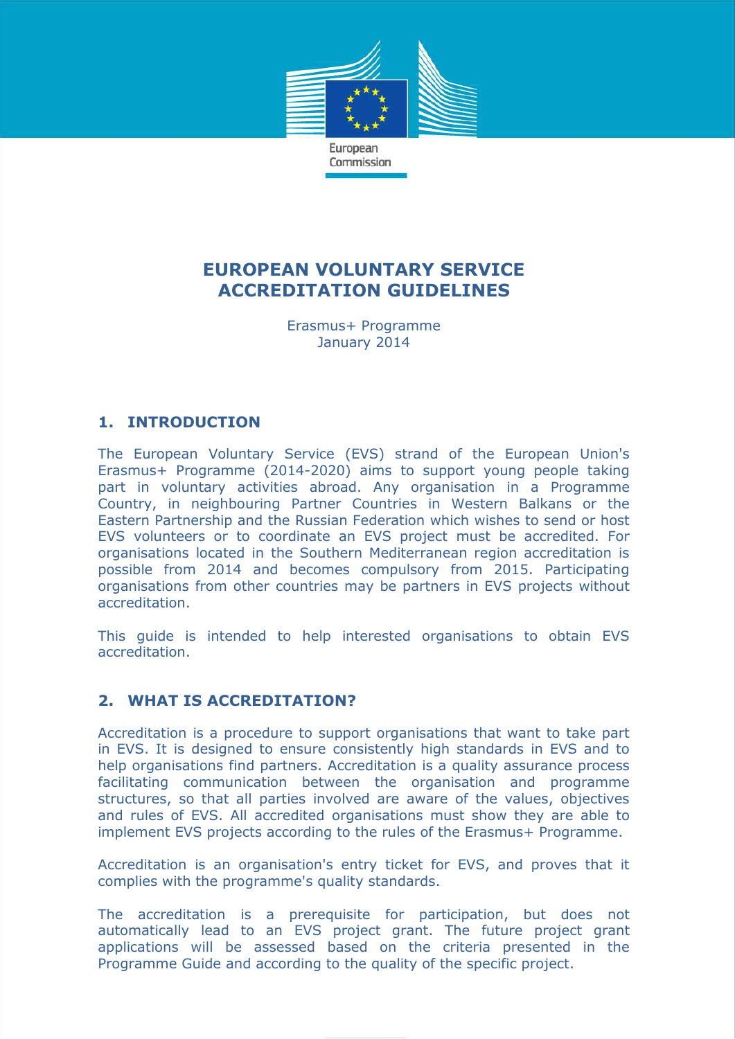European Commission

# EUROPEAN VOLUNTARY SERVICE ACCREDITATION GUIDELINES

Erasmus+ Programme
January 2014

## 1. INTRODUCTION

The European Voluntary Service (EVS) strand of the European Union's Erasmus+ Programme (2014-2020) aims to support young people taking part in voluntary activities abroad. Any organisation in a Programme Country, in neighbouring Partner Countries in Western Balkans or the Eastern Partnership and the Russian Federation which wishes to send or host EVS volunteers or to coordinate an EVS project must be accredited. For organisations located in the Southern Mediterranean region accreditation is possible from 2014 and becomes compulsory from 2015. Participating organisations from other countries may be partners in EVS projects without accreditation.

This guide is intended to help interested organisations to obtain EVS accreditation.

## 2. WHAT IS ACCREDITATION?

Accreditation is a procedure to support organisations that want to take part in EVS. It is designed to ensure consistently high standards in EVS and to help organisations find partners. Accreditation is a quality assurance process facilitating communication between the organisation and programme structures, so that all parties involved are aware of the values, objectives and rules of EVS. All accredited organisations must show they are able to implement EVS projects according to the rules of the Erasmus+ Programme.

Accreditation is an organisation's entry ticket for EVS, and proves that it complies with the programme's quality standards.

The accreditation is a prerequisite for participation, but does not automatically lead to an EVS project grant. The future project grant applications will be assessed based on the criteria presented in the Programme Guide and according to the quality of the specific project.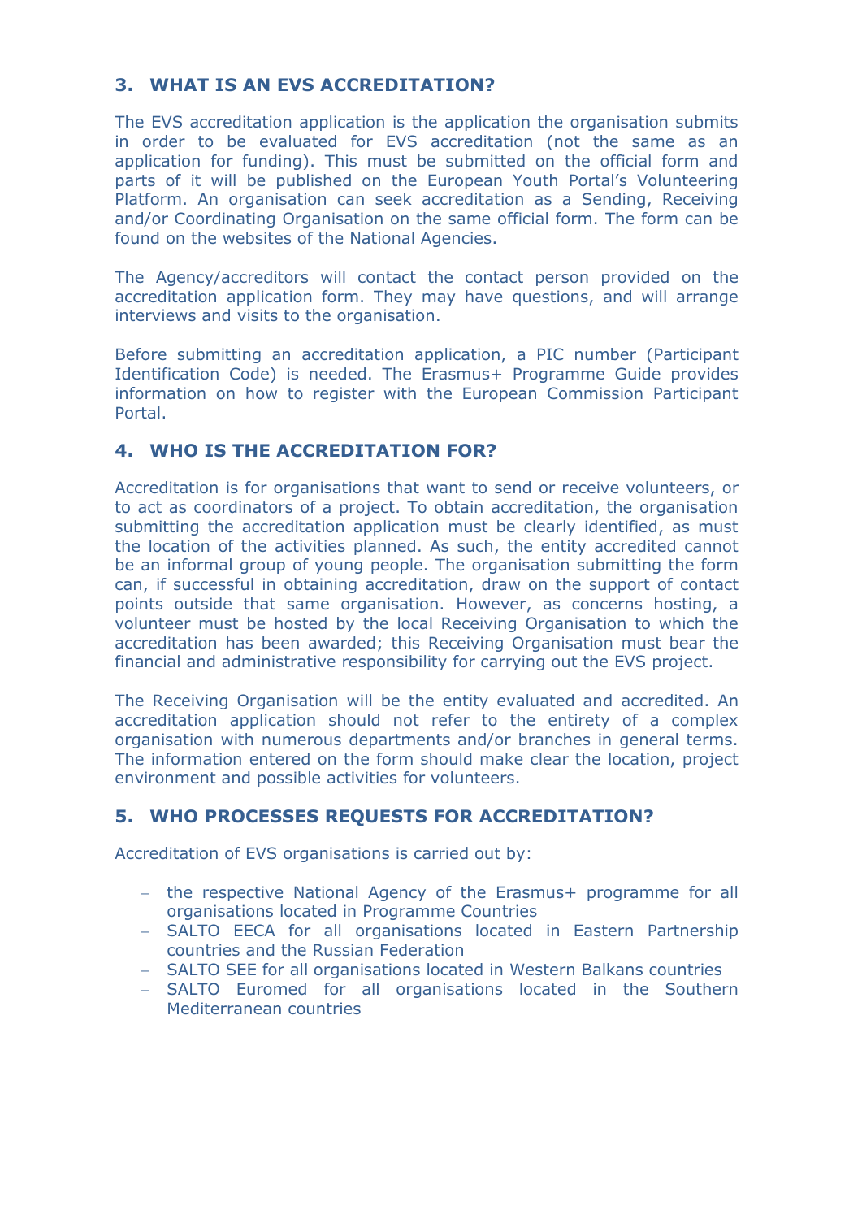## 3. WHAT IS AN EVS ACCREDITATION?

The EVS accreditation application is the application the organisation submits in order to be evaluated for EVS accreditation (not the same as an application for funding). This must be submitted on the official form and parts of it will be published on the European Youth Portal's Volunteering Platform. An organisation can seek accreditation as a Sending, Receiving and/or Coordinating Organisation on the same official form. The form can be found on the websites of the National Agencies.

The Agency/accreditors will contact the contact person provided on the accreditation application form. They may have questions, and will arrange interviews and visits to the organisation.

Before submitting an accreditation application, a PIC number (Participant Identification Code) is needed. The Erasmus+ Programme Guide provides information on how to register with the European Commission Participant Portal.

## 4. WHO IS THE ACCREDITATION FOR?

Accreditation is for organisations that want to send or receive volunteers, or to act as coordinators of a project. To obtain accreditation, the organisation submitting the accreditation application must be clearly identified, as must the location of the activities planned. As such, the entity accredited cannot be an informal group of young people. The organisation submitting the form can, if successful in obtaining accreditation, draw on the support of contact points outside that same organisation. However, as concerns hosting, a volunteer must be hosted by the local Receiving Organisation to which the accreditation has been awarded; this Receiving Organisation must bear the financial and administrative responsibility for carrying out the EVS project.

The Receiving Organisation will be the entity evaluated and accredited. An accreditation application should not refer to the entirety of a complex organisation with numerous departments and/or branches in general terms. The information entered on the form should make clear the location, project environment and possible activities for volunteers.

## 5. WHO PROCESSES REQUESTS FOR ACCREDITATION?

Accreditation of EVS organisations is carried out by:

- the respective National Agency of the Erasmus+ programme for all organisations located in Programme Countries
- SALTO EECA for all organisations located in Eastern Partnership countries and the Russian Federation
- SALTO SEE for all organisations located in Western Balkans countries
- SALTO Euromed for all organisations located in the Southern Mediterranean countries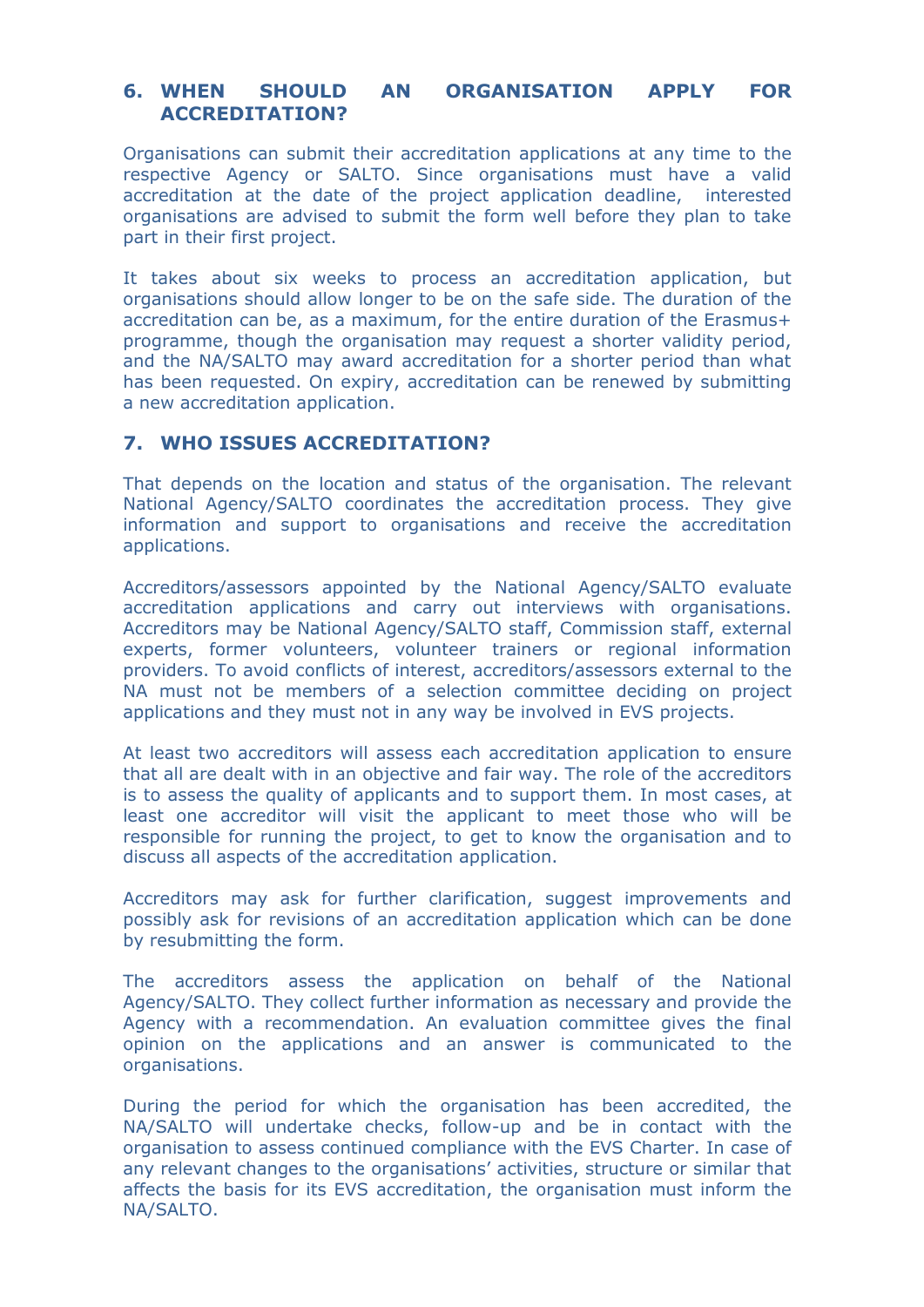## 6. WHEN SHOULD AN ORGANISATION APPLY FOR ACCREDITATION?

Organisations can submit their accreditation applications at any time to the respective Agency or SALTO. Since organisations must have a valid accreditation at the date of the project application deadline, interested organisations are advised to submit the form well before they plan to take part in their first project.

It takes about six weeks to process an accreditation application, but organisations should allow longer to be on the safe side. The duration of the accreditation can be, as a maximum, for the entire duration of the Erasmus+ programme, though the organisation may request a shorter validity period, and the NA/SALTO may award accreditation for a shorter period than what has been requested. On expiry, accreditation can be renewed by submitting a new accreditation application.

## 7. WHO ISSUES ACCREDITATION?

That depends on the location and status of the organisation. The relevant National Agency/SALTO coordinates the accreditation process. They give information and support to organisations and receive the accreditation applications.

Accreditors/assessors appointed by the National Agency/SALTO evaluate accreditation applications and carry out interviews with organisations. Accreditors may be National Agency/SALTO staff, Commission staff, external experts, former volunteers, volunteer trainers or regional information providers. To avoid conflicts of interest, accreditors/assessors external to the NA must not be members of a selection committee deciding on project applications and they must not in any way be involved in EVS projects.

At least two accreditors will assess each accreditation application to ensure that all are dealt with in an objective and fair way. The role of the accreditors is to assess the quality of applicants and to support them. In most cases, at least one accreditor will visit the applicant to meet those who will be responsible for running the project, to get to know the organisation and to discuss all aspects of the accreditation application.

Accreditors may ask for further clarification, suggest improvements and possibly ask for revisions of an accreditation application which can be done by resubmitting the form.

The accreditors assess the application on behalf of the National Agency/SALTO. They collect further information as necessary and provide the Agency with a recommendation. An evaluation committee gives the final opinion on the applications and an answer is communicated to the organisations.

During the period for which the organisation has been accredited, the NA/SALTO will undertake checks, follow-up and be in contact with the organisation to assess continued compliance with the EVS Charter. In case of any relevant changes to the organisations' activities, structure or similar that affects the basis for its EVS accreditation, the organisation must inform the NA/SALTO.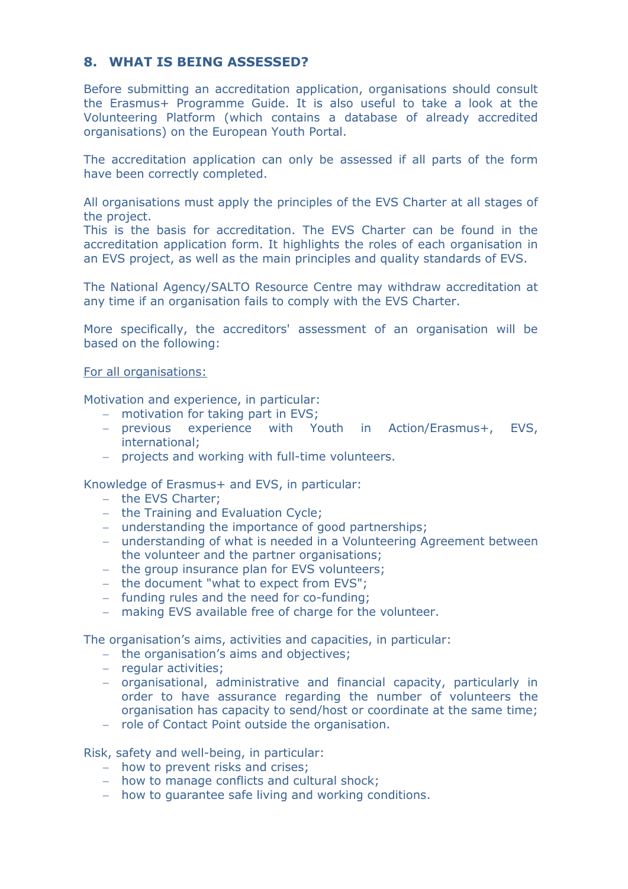## 8. WHAT IS BEING ASSESSED?

Before submitting an accreditation application, organisations should consult the Erasmus+ Programme Guide. It is also useful to take a look at the Volunteering Platform (which contains a database of already accredited organisations) on the European Youth Portal.

The accreditation application can only be assessed if all parts of the form have been correctly completed.

All organisations must apply the principles of the EVS Charter at all stages of the project.
This is the basis for accreditation. The EVS Charter can be found in the accreditation application form. It highlights the roles of each organisation in an EVS project, as well as the main principles and quality standards of EVS.

The National Agency/SALTO Resource Centre may withdraw accreditation at any time if an organisation fails to comply with the EVS Charter.

More specifically, the accreditors' assessment of an organisation will be based on the following:

For all organisations:

Motivation and experience, in particular:

- motivation for taking part in EVS;
- previous experience with Youth in Action/Erasmus+, EVS, international;
- projects and working with full-time volunteers.

Knowledge of Erasmus+ and EVS, in particular:

- the EVS Charter;
- the Training and Evaluation Cycle;
- understanding the importance of good partnerships;
- understanding of what is needed in a Volunteering Agreement between the volunteer and the partner organisations;
- the group insurance plan for EVS volunteers;
- the document "what to expect from EVS";
- funding rules and the need for co-funding;
- making EVS available free of charge for the volunteer.

The organisation's aims, activities and capacities, in particular:

- the organisation's aims and objectives;
- regular activities;
- organisational, administrative and financial capacity, particularly in order to have assurance regarding the number of volunteers the organisation has capacity to send/host or coordinate at the same time;
- role of Contact Point outside the organisation.

Risk, safety and well-being, in particular:

- how to prevent risks and crises;
- how to manage conflicts and cultural shock;
- how to guarantee safe living and working conditions.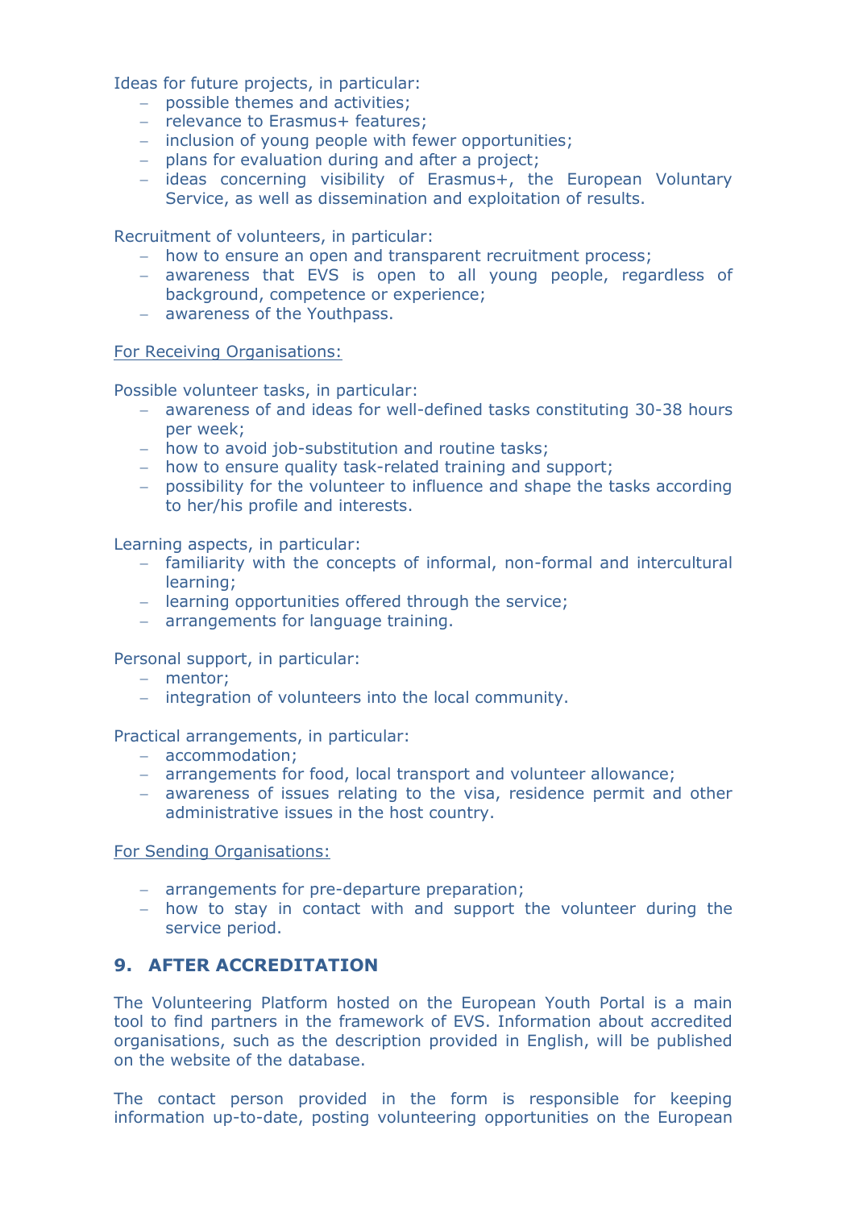Ideas for future projects, in particular:

- possible themes and activities;
- relevance to Erasmus+ features;
- inclusion of young people with fewer opportunities;
- plans for evaluation during and after a project;
- ideas concerning visibility of Erasmus+, the European Voluntary Service, as well as dissemination and exploitation of results.

Recruitment of volunteers, in particular:

- how to ensure an open and transparent recruitment process;
- awareness that EVS is open to all young people, regardless of background, competence or experience;
- awareness of the Youthpass.

<u>For Receiving Organisations:</u>

Possible volunteer tasks, in particular:

- awareness of and ideas for well-defined tasks constituting 30-38 hours per week;
- how to avoid job-substitution and routine tasks;
- how to ensure quality task-related training and support;
- possibility for the volunteer to influence and shape the tasks according to her/his profile and interests.

Learning aspects, in particular:

- familiarity with the concepts of informal, non-formal and intercultural learning;
- learning opportunities offered through the service;
- arrangements for language training.

Personal support, in particular:

- mentor;
- integration of volunteers into the local community.

Practical arrangements, in particular:

- accommodation;
- arrangements for food, local transport and volunteer allowance;
- awareness of issues relating to the visa, residence permit and other administrative issues in the host country.

<u>For Sending Organisations:</u>

- arrangements for pre-departure preparation;
- how to stay in contact with and support the volunteer during the service period.

## 9. AFTER ACCREDITATION

The Volunteering Platform hosted on the European Youth Portal is a main tool to find partners in the framework of EVS. Information about accredited organisations, such as the description provided in English, will be published on the website of the database.

The contact person provided in the form is responsible for keeping information up-to-date, posting volunteering opportunities on the European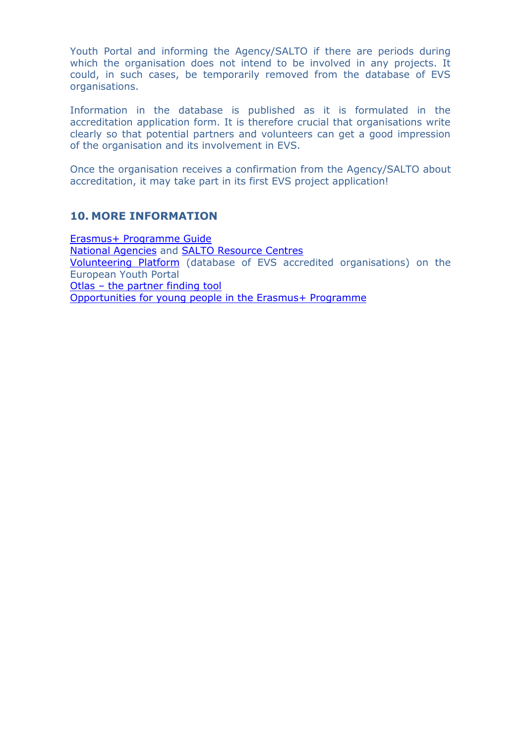Youth Portal and informing the Agency/SALTO if there are periods during which the organisation does not intend to be involved in any projects. It could, in such cases, be temporarily removed from the database of EVS organisations.

Information in the database is published as it is formulated in the accreditation application form. It is therefore crucial that organisations write clearly so that potential partners and volunteers can get a good impression of the organisation and its involvement in EVS.

Once the organisation receives a confirmation from the Agency/SALTO about accreditation, it may take part in its first EVS project application!

## 10. MORE INFORMATION

Erasmus+ Programme Guide
National Agencies and SALTO Resource Centres
Volunteering Platform (database of EVS accredited organisations) on the European Youth Portal
Otlas – the partner finding tool
Opportunities for young people in the Erasmus+ Programme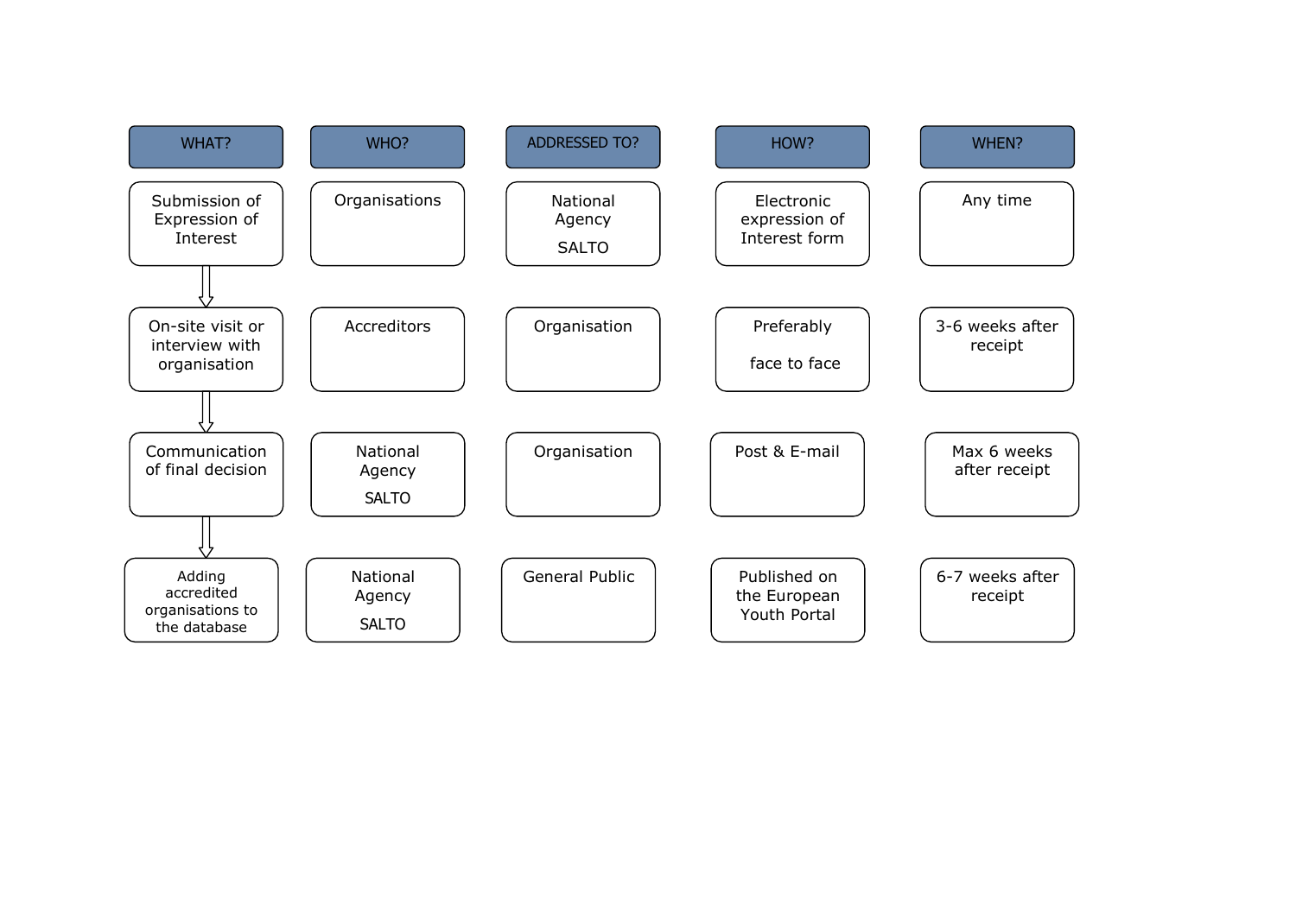| WHAT? | WHO? | ADDRESSED TO? | HOW? | WHEN? |
| --- | --- | --- | --- | --- |
| Submission of Expression of Interest | Organisations | National Agency SALTO | Electronic expression of Interest form | Any time |
| On-site visit or interview with organisation | Accreditors | Organisation | Preferably face to face | 3-6 weeks after receipt |
| Communication of final decision | National Agency SALTO | Organisation | Post & E-mail | Max 6 weeks after receipt |
| Adding accredited organisations to the database | National Agency SALTO | General Public | Published on the European Youth Portal | 6-7 weeks after receipt |